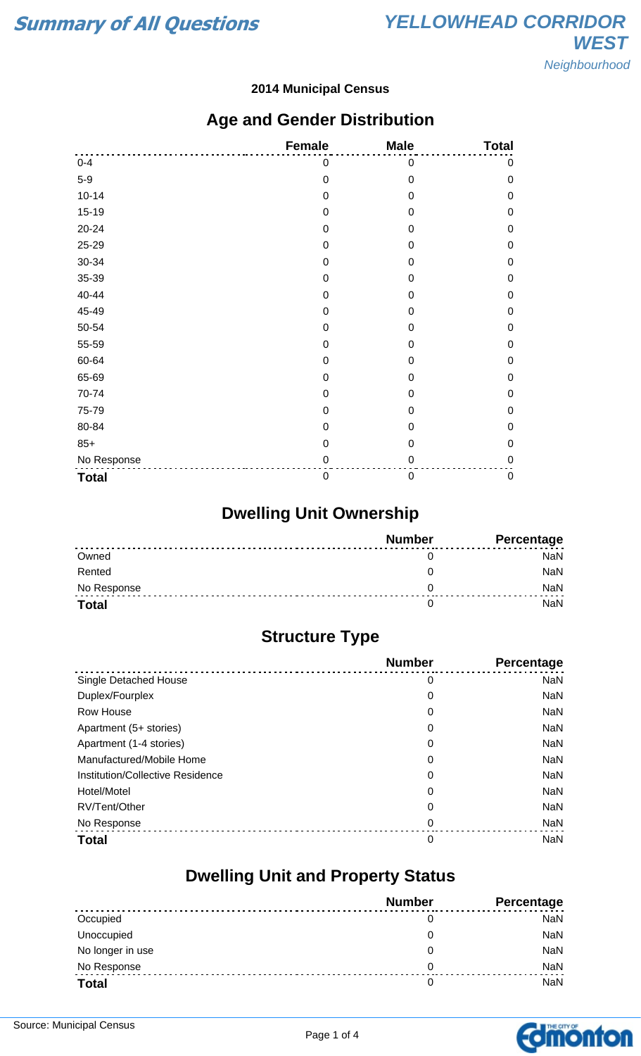# Summary of All Questions

## YELLOWHEAD CORRIDOR WEST
*Neighbourhood*

**2014 Municipal Census**

## Age and Gender Distribution

| | Female | Male | Total |
|---|---|---|---|
| 0-4 | 0 | 0 | 0 |
| 5-9 | 0 | 0 | 0 |
| 10-14 | 0 | 0 | 0 |
| 15-19 | 0 | 0 | 0 |
| 20-24 | 0 | 0 | 0 |
| 25-29 | 0 | 0 | 0 |
| 30-34 | 0 | 0 | 0 |
| 35-39 | 0 | 0 | 0 |
| 40-44 | 0 | 0 | 0 |
| 45-49 | 0 | 0 | 0 |
| 50-54 | 0 | 0 | 0 |
| 55-59 | 0 | 0 | 0 |
| 60-64 | 0 | 0 | 0 |
| 65-69 | 0 | 0 | 0 |
| 70-74 | 0 | 0 | 0 |
| 75-79 | 0 | 0 | 0 |
| 80-84 | 0 | 0 | 0 |
| 85+ | 0 | 0 | 0 |
| No Response | 0 | 0 | 0 |
| **Total** | 0 | 0 | 0 |

## Dwelling Unit Ownership

| | Number | Percentage |
|---|---|---|
| Owned | 0 | NaN |
| Rented | 0 | NaN |
| No Response | 0 | NaN |
| **Total** | 0 | NaN |

## Structure Type

| | Number | Percentage |
|---|---|---|
| Single Detached House | 0 | NaN |
| Duplex/Fourplex | 0 | NaN |
| Row House | 0 | NaN |
| Apartment (5+ stories) | 0 | NaN |
| Apartment (1-4 stories) | 0 | NaN |
| Manufactured/Mobile Home | 0 | NaN |
| Institution/Collective Residence | 0 | NaN |
| Hotel/Motel | 0 | NaN |
| RV/Tent/Other | 0 | NaN |
| No Response | 0 | NaN |
| **Total** | 0 | NaN |

## Dwelling Unit and Property Status

| | Number | Percentage |
|---|---|---|
| Occupied | 0 | NaN |
| Unoccupied | 0 | NaN |
| No longer in use | 0 | NaN |
| No Response | 0 | NaN |
| **Total** | 0 | NaN |

Source: Municipal Census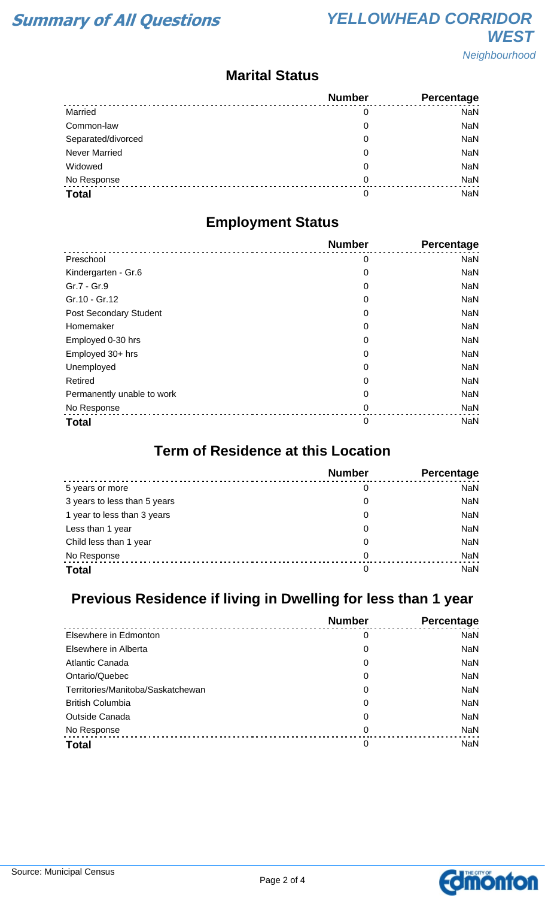# Summary of All Questions

## YELLOWHEAD CORRIDOR WEST

*Neighbourhood*

### Marital Status

| | Number | Percentage |
|---|---|---|
| Married | 0 | NaN |
| Common-law | 0 | NaN |
| Separated/divorced | 0 | NaN |
| Never Married | 0 | NaN |
| Widowed | 0 | NaN |
| No Response | 0 | NaN |
| **Total** | 0 | NaN |

### Employment Status

| | Number | Percentage |
|---|---|---|
| Preschool | 0 | NaN |
| Kindergarten - Gr.6 | 0 | NaN |
| Gr.7 - Gr.9 | 0 | NaN |
| Gr.10 - Gr.12 | 0 | NaN |
| Post Secondary Student | 0 | NaN |
| Homemaker | 0 | NaN |
| Employed 0-30 hrs | 0 | NaN |
| Employed 30+ hrs | 0 | NaN |
| Unemployed | 0 | NaN |
| Retired | 0 | NaN |
| Permanently unable to work | 0 | NaN |
| No Response | 0 | NaN |
| **Total** | 0 | NaN |

### Term of Residence at this Location

| | Number | Percentage |
|---|---|---|
| 5 years or more | 0 | NaN |
| 3 years to less than 5 years | 0 | NaN |
| 1 year to less than 3 years | 0 | NaN |
| Less than 1 year | 0 | NaN |
| Child less than 1 year | 0 | NaN |
| No Response | 0 | NaN |
| **Total** | 0 | NaN |

### Previous Residence if living in Dwelling for less than 1 year

| | Number | Percentage |
|---|---|---|
| Elsewhere in Edmonton | 0 | NaN |
| Elsewhere in Alberta | 0 | NaN |
| Atlantic Canada | 0 | NaN |
| Ontario/Quebec | 0 | NaN |
| Territories/Manitoba/Saskatchewan | 0 | NaN |
| British Columbia | 0 | NaN |
| Outside Canada | 0 | NaN |
| No Response | 0 | NaN |
| **Total** | 0 | NaN |

Source: Municipal Census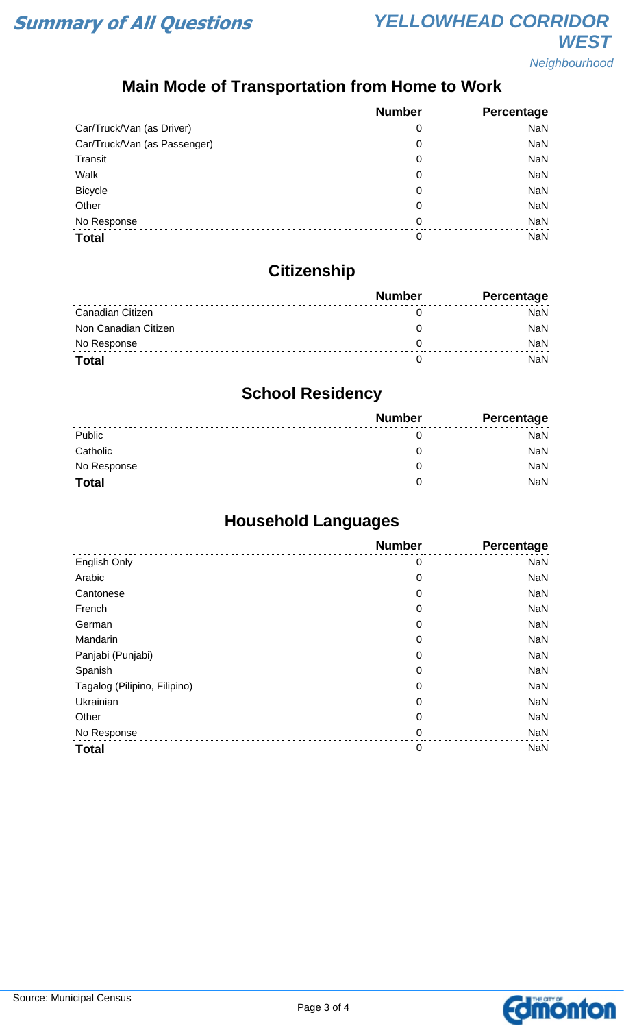## Main Mode of Transportation from Home to Work

| | Number | Percentage |
|---|---|---|
| Car/Truck/Van (as Driver) | 0 | NaN |
| Car/Truck/Van (as Passenger) | 0 | NaN |
| Transit | 0 | NaN |
| Walk | 0 | NaN |
| Bicycle | 0 | NaN |
| Other | 0 | NaN |
| No Response | 0 | NaN |
| **Total** | 0 | NaN |

## Citizenship

| | Number | Percentage |
|---|---|---|
| Canadian Citizen | 0 | NaN |
| Non Canadian Citizen | 0 | NaN |
| No Response | 0 | NaN |
| **Total** | 0 | NaN |

## School Residency

| | Number | Percentage |
|---|---|---|
| Public | 0 | NaN |
| Catholic | 0 | NaN |
| No Response | 0 | NaN |
| **Total** | 0 | NaN |

## Household Languages

| | Number | Percentage |
|---|---|---|
| English Only | 0 | NaN |
| Arabic | 0 | NaN |
| Cantonese | 0 | NaN |
| French | 0 | NaN |
| German | 0 | NaN |
| Mandarin | 0 | NaN |
| Panjabi (Punjabi) | 0 | NaN |
| Spanish | 0 | NaN |
| Tagalog (Pilipino, Filipino) | 0 | NaN |
| Ukrainian | 0 | NaN |
| Other | 0 | NaN |
| No Response | 0 | NaN |
| **Total** | 0 | NaN |

Source: Municipal Census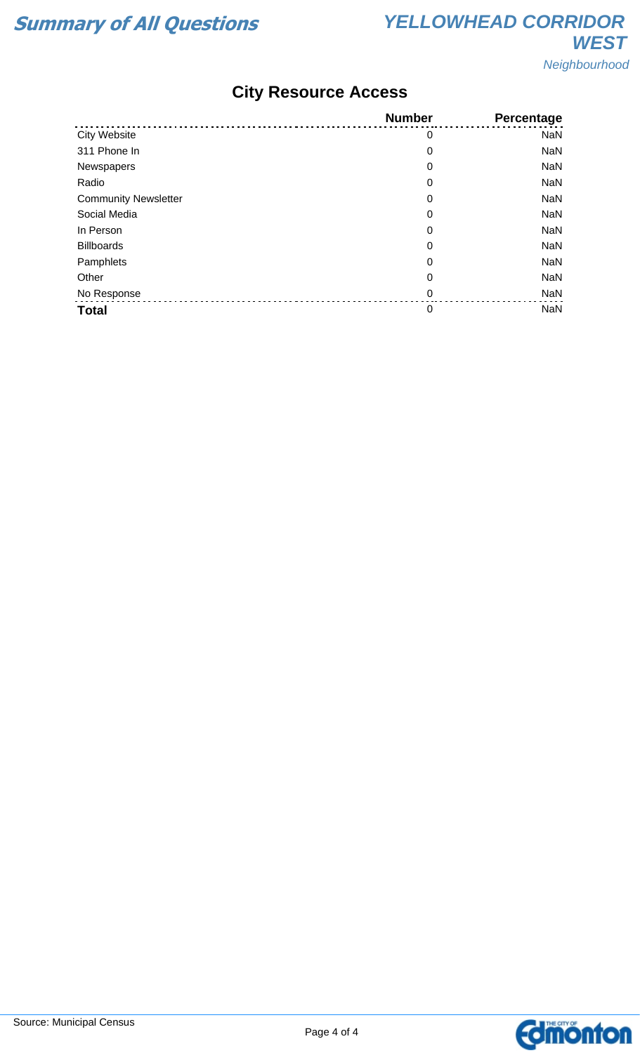# Summary of All Questions

## YELLOWHEAD CORRIDOR WEST

*Neighbourhood*

### City Resource Access

| | Number | Percentage |
|---|---|---|
| City Website | 0 | NaN |
| 311 Phone In | 0 | NaN |
| Newspapers | 0 | NaN |
| Radio | 0 | NaN |
| Community Newsletter | 0 | NaN |
| Social Media | 0 | NaN |
| In Person | 0 | NaN |
| Billboards | 0 | NaN |
| Pamphlets | 0 | NaN |
| Other | 0 | NaN |
| No Response | 0 | NaN |
| **Total** | 0 | NaN |

Source: Municipal Census